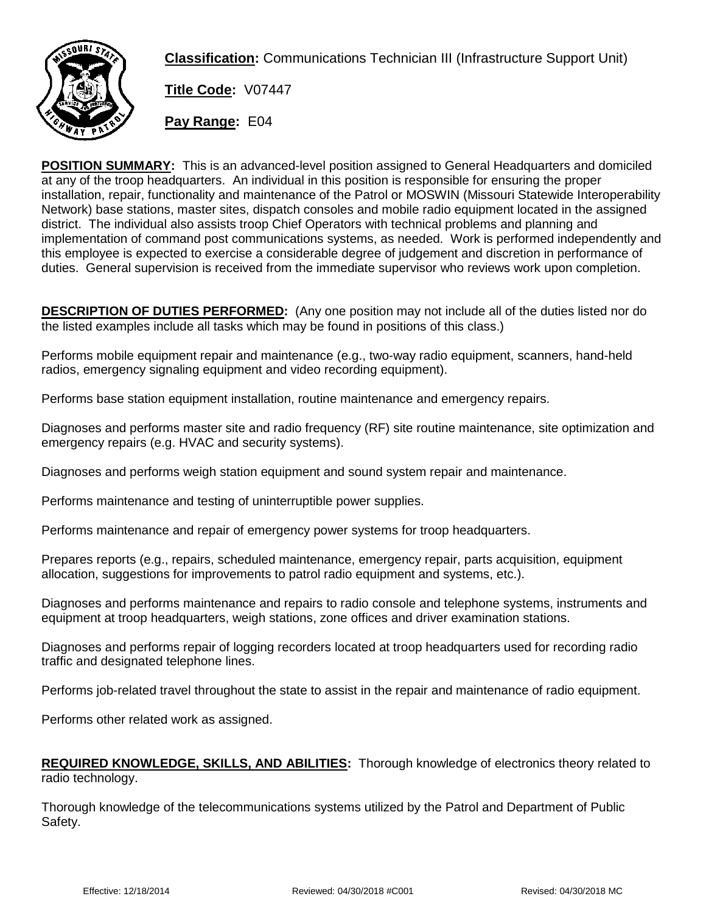**Classification:** Communications Technician III (Infrastructure Support Unit)

**Title Code:** V07447

**Pay Range:** E04

**POSITION SUMMARY:** This is an advanced-level position assigned to General Headquarters and domiciled at any of the troop headquarters. An individual in this position is responsible for ensuring the proper installation, repair, functionality and maintenance of the Patrol or MOSWIN (Missouri Statewide Interoperability Network) base stations, master sites, dispatch consoles and mobile radio equipment located in the assigned district. The individual also assists troop Chief Operators with technical problems and planning and implementation of command post communications systems, as needed. Work is performed independently and this employee is expected to exercise a considerable degree of judgement and discretion in performance of duties. General supervision is received from the immediate supervisor who reviews work upon completion.

**DESCRIPTION OF DUTIES PERFORMED:** (Any one position may not include all of the duties listed nor do the listed examples include all tasks which may be found in positions of this class.)

Performs mobile equipment repair and maintenance (e.g., two-way radio equipment, scanners, hand-held radios, emergency signaling equipment and video recording equipment).

Performs base station equipment installation, routine maintenance and emergency repairs.

Diagnoses and performs master site and radio frequency (RF) site routine maintenance, site optimization and emergency repairs (e.g. HVAC and security systems).

Diagnoses and performs weigh station equipment and sound system repair and maintenance.

Performs maintenance and testing of uninterruptible power supplies.

Performs maintenance and repair of emergency power systems for troop headquarters.

Prepares reports (e.g., repairs, scheduled maintenance, emergency repair, parts acquisition, equipment allocation, suggestions for improvements to patrol radio equipment and systems, etc.).

Diagnoses and performs maintenance and repairs to radio console and telephone systems, instruments and equipment at troop headquarters, weigh stations, zone offices and driver examination stations.

Diagnoses and performs repair of logging recorders located at troop headquarters used for recording radio traffic and designated telephone lines.

Performs job-related travel throughout the state to assist in the repair and maintenance of radio equipment.

Performs other related work as assigned.

**REQUIRED KNOWLEDGE, SKILLS, AND ABILITIES:** Thorough knowledge of electronics theory related to radio technology.

Thorough knowledge of the telecommunications systems utilized by the Patrol and Department of Public Safety.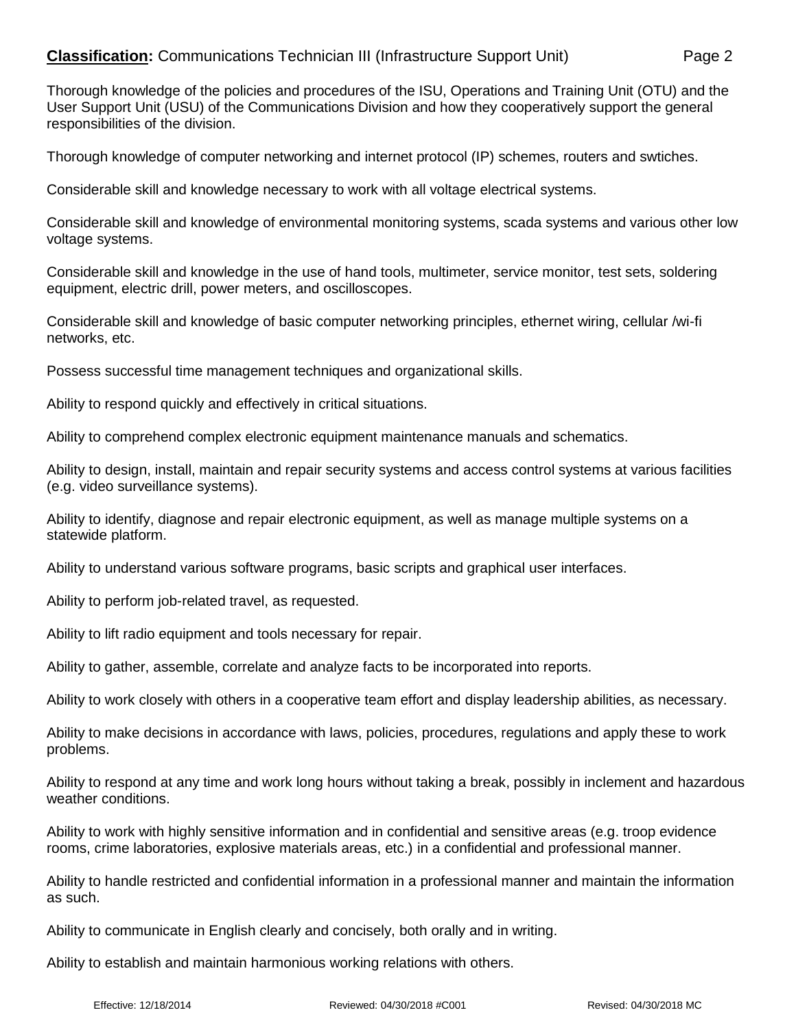Thorough knowledge of the policies and procedures of the ISU, Operations and Training Unit (OTU) and the User Support Unit (USU) of the Communications Division and how they cooperatively support the general responsibilities of the division.

Thorough knowledge of computer networking and internet protocol (IP) schemes, routers and swtiches.

Considerable skill and knowledge necessary to work with all voltage electrical systems.

Considerable skill and knowledge of environmental monitoring systems, scada systems and various other low voltage systems.

Considerable skill and knowledge in the use of hand tools, multimeter, service monitor, test sets, soldering equipment, electric drill, power meters, and oscilloscopes.

Considerable skill and knowledge of basic computer networking principles, ethernet wiring, cellular /wi-fi networks, etc.

Possess successful time management techniques and organizational skills.

Ability to respond quickly and effectively in critical situations.

Ability to comprehend complex electronic equipment maintenance manuals and schematics.

Ability to design, install, maintain and repair security systems and access control systems at various facilities (e.g. video surveillance systems).

Ability to identify, diagnose and repair electronic equipment, as well as manage multiple systems on a statewide platform.

Ability to understand various software programs, basic scripts and graphical user interfaces.

Ability to perform job-related travel, as requested.

Ability to lift radio equipment and tools necessary for repair.

Ability to gather, assemble, correlate and analyze facts to be incorporated into reports.

Ability to work closely with others in a cooperative team effort and display leadership abilities, as necessary.

Ability to make decisions in accordance with laws, policies, procedures, regulations and apply these to work problems.

Ability to respond at any time and work long hours without taking a break, possibly in inclement and hazardous weather conditions.

Ability to work with highly sensitive information and in confidential and sensitive areas (e.g. troop evidence rooms, crime laboratories, explosive materials areas, etc.) in a confidential and professional manner.

Ability to handle restricted and confidential information in a professional manner and maintain the information as such.

Ability to communicate in English clearly and concisely, both orally and in writing.

Ability to establish and maintain harmonious working relations with others.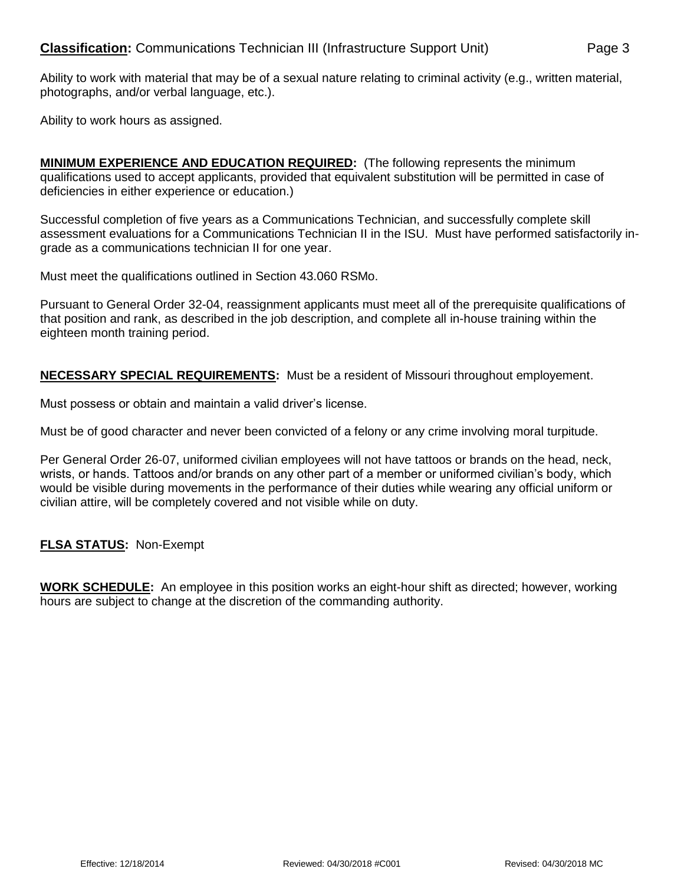Ability to work with material that may be of a sexual nature relating to criminal activity (e.g., written material, photographs, and/or verbal language, etc.).

Ability to work hours as assigned.

**MINIMUM EXPERIENCE AND EDUCATION REQUIRED:** (The following represents the minimum qualifications used to accept applicants, provided that equivalent substitution will be permitted in case of deficiencies in either experience or education.)

Successful completion of five years as a Communications Technician, and successfully complete skill assessment evaluations for a Communications Technician II in the ISU. Must have performed satisfactorily in-grade as a communications technician II for one year.

Must meet the qualifications outlined in Section 43.060 RSMo.

Pursuant to General Order 32-04, reassignment applicants must meet all of the prerequisite qualifications of that position and rank, as described in the job description, and complete all in-house training within the eighteen month training period.

**NECESSARY SPECIAL REQUIREMENTS:** Must be a resident of Missouri throughout employement.

Must possess or obtain and maintain a valid driver's license.

Must be of good character and never been convicted of a felony or any crime involving moral turpitude.

Per General Order 26-07, uniformed civilian employees will not have tattoos or brands on the head, neck, wrists, or hands. Tattoos and/or brands on any other part of a member or uniformed civilian's body, which would be visible during movements in the performance of their duties while wearing any official uniform or civilian attire, will be completely covered and not visible while on duty.

**FLSA STATUS:** Non-Exempt

**WORK SCHEDULE:** An employee in this position works an eight-hour shift as directed; however, working hours are subject to change at the discretion of the commanding authority.